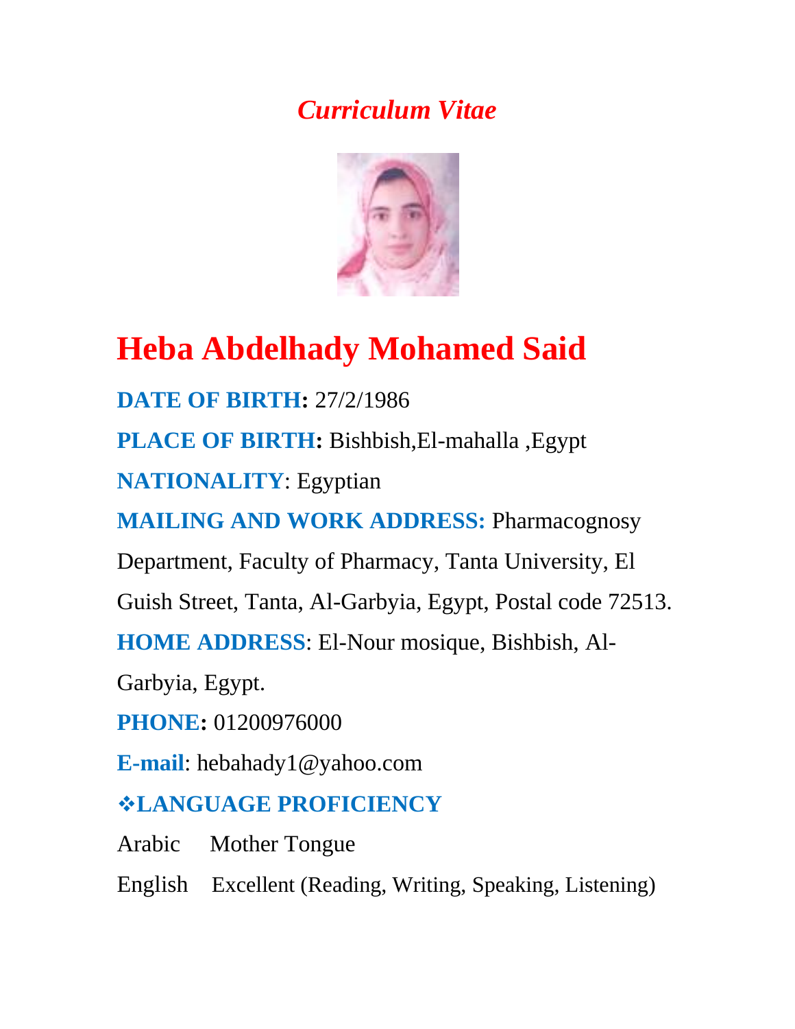*Curriculum Vitae*

# Heba Abdelhady Mohamed Said

**DATE OF BIRTH:** 27/2/1986

**PLACE OF BIRTH:** Bishbish,El-mahalla ,Egypt

**NATIONALITY**: Egyptian

**MAILING AND WORK ADDRESS:** Pharmacognosy Department, Faculty of Pharmacy, Tanta University, El Guish Street, Tanta, Al-Garbyia, Egypt, Postal code 72513.

**HOME ADDRESS**: El-Nour mosique, Bishbish, Al-Garbyia, Egypt.

**PHONE:** 01200976000

**E-mail**: hebahady1@yahoo.com

## ❖LANGUAGE PROFICIENCY

Arabic Mother Tongue

English Excellent (Reading, Writing, Speaking, Listening)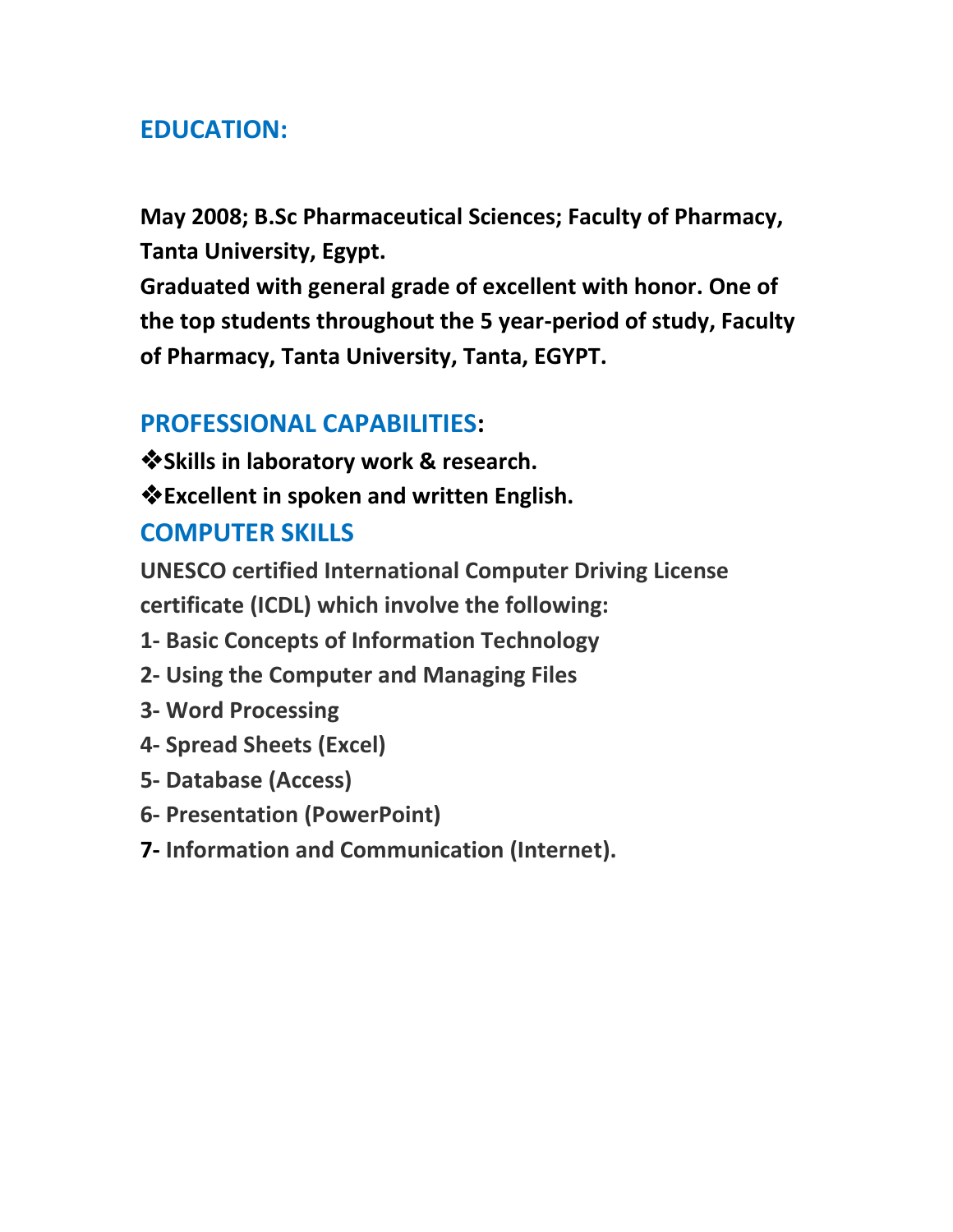## EDUCATION:

**May 2008; B.Sc Pharmaceutical Sciences; Faculty of Pharmacy, Tanta University, Egypt.**

**Graduated with general grade of excellent with honor. One of the top students throughout the 5 year-period of study, Faculty of Pharmacy, Tanta University, Tanta, EGYPT.**

## PROFESSIONAL CAPABILITIES:

- **Skills in laboratory work & research.**
- **Excellent in spoken and written English.**

## COMPUTER SKILLS

**UNESCO certified International Computer Driving License certificate (ICDL) which involve the following:**

1. **Basic Concepts of Information Technology**
2. **Using the Computer and Managing Files**
3. **Word Processing**
4. **Spread Sheets (Excel)**
5. **Database (Access)**
6. **Presentation (PowerPoint)**
7. **Information and Communication (Internet).**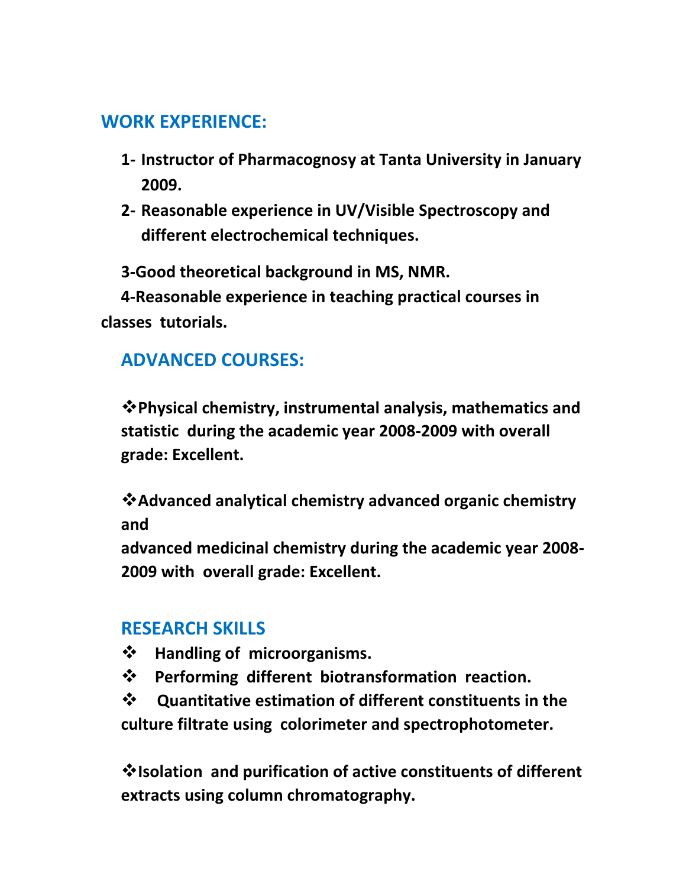## WORK EXPERIENCE:

1. **Instructor of Pharmacognosy at Tanta University in January 2009.**
2. **Reasonable experience in UV/Visible Spectroscopy and different electrochemical techniques.**
3. **Good theoretical background in MS, NMR.**
4. **Reasonable experience in teaching practical courses in classes tutorials.**

## ADVANCED COURSES:

- **Physical chemistry, instrumental analysis, mathematics and statistic during the academic year 2008-2009 with overall grade: Excellent.**

- **Advanced analytical chemistry advanced organic chemistry and advanced medicinal chemistry during the academic year 2008-2009 with overall grade: Excellent.**

## RESEARCH SKILLS

- **Handling of microorganisms.**
- **Performing different biotransformation reaction.**
- **Quantitative estimation of different constituents in the culture filtrate using colorimeter and spectrophotometer.**

- **Isolation and purification of active constituents of different extracts using column chromatography.**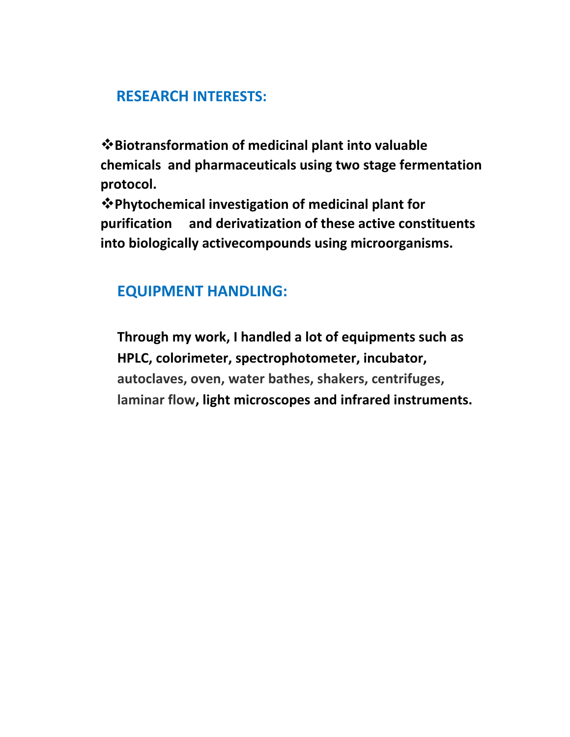## RESEARCH INTERESTS:

- **Biotransformation of medicinal plant into valuable chemicals and pharmaceuticals using two stage fermentation protocol.**
- **Phytochemical investigation of medicinal plant for purification and derivatization of these active constituents into biologically activecompounds using microorganisms.**

## EQUIPMENT HANDLING:

**Through my work, I handled a lot of equipments such as HPLC, colorimeter, spectrophotometer, incubator, autoclaves, oven, water bathes, shakers, centrifuges, laminar flow, light microscopes and infrared instruments.**